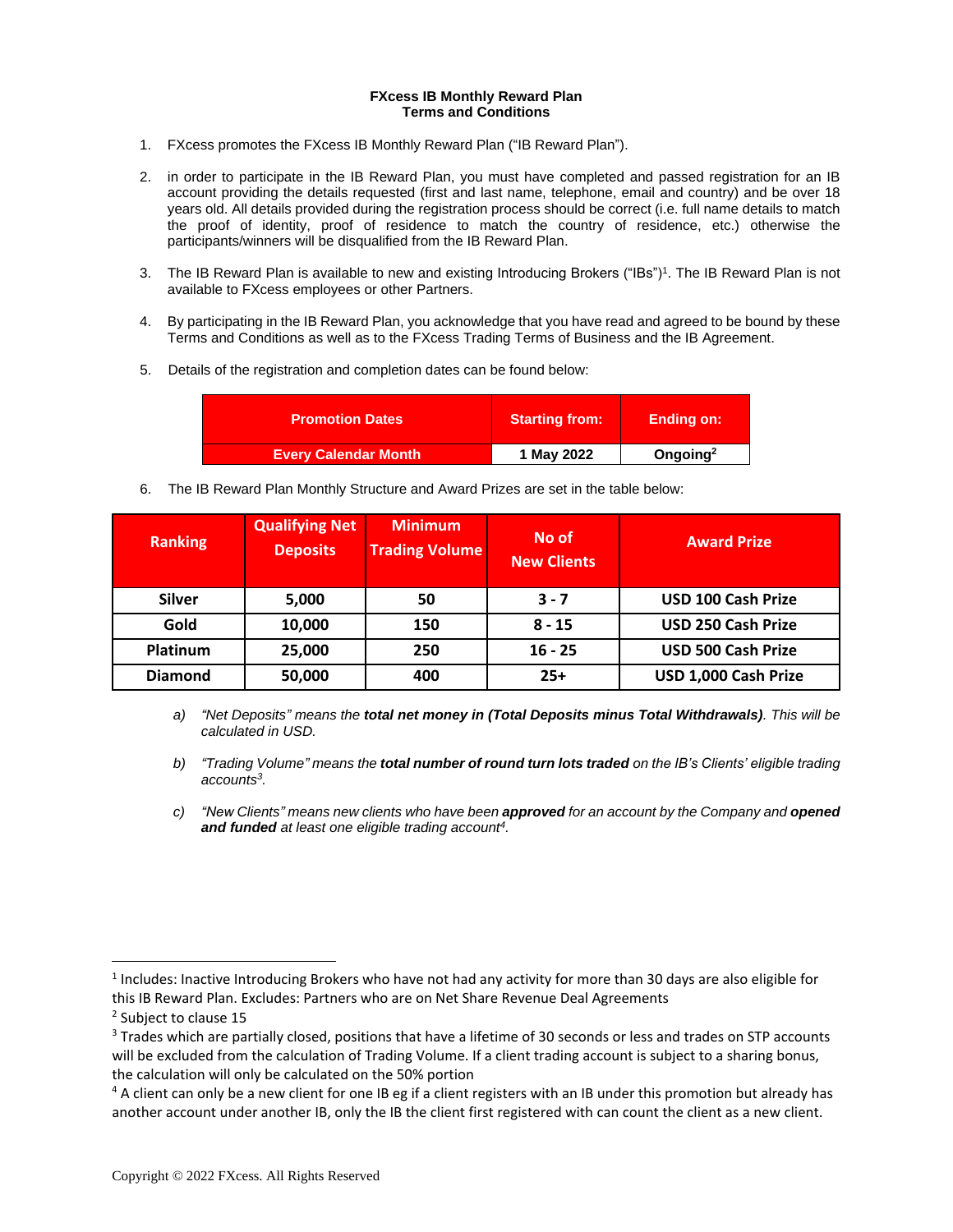**FXcess IB Monthly Reward Plan**
**Terms and Conditions**

1. FXcess promotes the FXcess IB Monthly Reward Plan ("IB Reward Plan").

2. in order to participate in the IB Reward Plan, you must have completed and passed registration for an IB account providing the details requested (first and last name, telephone, email and country) and be over 18 years old. All details provided during the registration process should be correct (i.e. full name details to match the proof of identity, proof of residence to match the country of residence, etc.) otherwise the participants/winners will be disqualified from the IB Reward Plan.

3. The IB Reward Plan is available to new and existing Introducing Brokers ("IBs")[1]. The IB Reward Plan is not available to FXcess employees or other Partners.

4. By participating in the IB Reward Plan, you acknowledge that you have read and agreed to be bound by these Terms and Conditions as well as to the FXcess Trading Terms of Business and the IB Agreement.

5. Details of the registration and completion dates can be found below:

| Promotion Dates | Starting from: | Ending on: |
|---|---|---|
| Every Calendar Month | 1 May 2022 | Ongoing[2] |

6. The IB Reward Plan Monthly Structure and Award Prizes are set in the table below:

| Ranking | Qualifying Net Deposits | Minimum Trading Volume | No of New Clients | Award Prize |
|---|---|---|---|---|
| Silver | 5,000 | 50 | 3 - 7 | USD 100 Cash Prize |
| Gold | 10,000 | 150 | 8 - 15 | USD 250 Cash Prize |
| Platinum | 25,000 | 250 | 16 - 25 | USD 500 Cash Prize |
| Diamond | 50,000 | 400 | 25+ | USD 1,000 Cash Prize |

a) *"Net Deposits" means the **total net money in (Total Deposits minus Total Withdrawals)**. This will be calculated in USD.*

b) *"Trading Volume" means the **total number of round turn lots traded** on the IB's Clients' eligible trading accounts[3].*

c) *"New Clients" means new clients who have been **approved** for an account by the Company and **opened and funded** at least one eligible trading account[4].*

---

[1] Includes: Inactive Introducing Brokers who have not had any activity for more than 30 days are also eligible for this IB Reward Plan. Excludes: Partners who are on Net Share Revenue Deal Agreements

[2] Subject to clause 15

[3] Trades which are partially closed, positions that have a lifetime of 30 seconds or less and trades on STP accounts will be excluded from the calculation of Trading Volume. If a client trading account is subject to a sharing bonus, the calculation will only be calculated on the 50% portion

[4] A client can only be a new client for one IB eg if a client registers with an IB under this promotion but already has another account under another IB, only the IB the client first registered with can count the client as a new client.

Copyright © 2022 FXcess. All Rights Reserved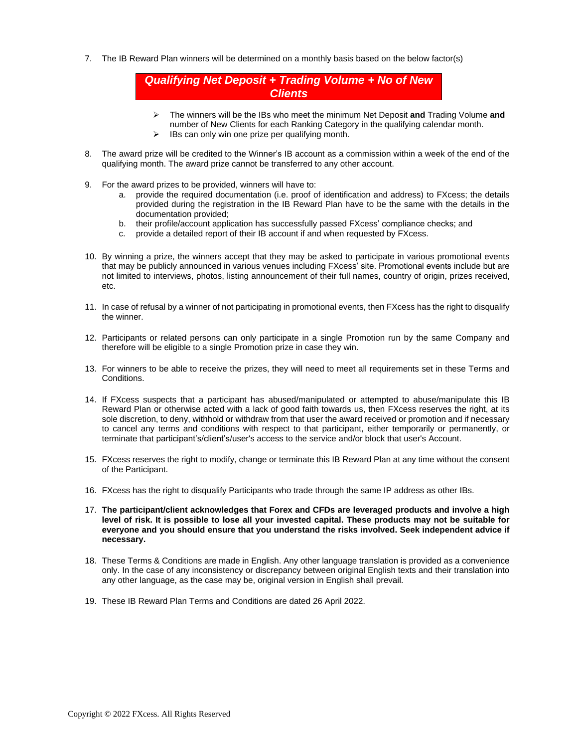7. The IB Reward Plan winners will be determined on a monthly basis based on the below factor(s)

***Qualifying Net Deposit + Trading Volume + No of New Clients***

   - The winners will be the IBs who meet the minimum Net Deposit **and** Trading Volume **and** number of New Clients for each Ranking Category in the qualifying calendar month.
   - IBs can only win one prize per qualifying month.

8. The award prize will be credited to the Winner's IB account as a commission within a week of the end of the qualifying month. The award prize cannot be transferred to any other account.

9. For the award prizes to be provided, winners will have to:
   a. provide the required documentation (i.e. proof of identification and address) to FXcess; the details provided during the registration in the IB Reward Plan have to be the same with the details in the documentation provided;
   b. their profile/account application has successfully passed FXcess' compliance checks; and
   c. provide a detailed report of their IB account if and when requested by FXcess.

10. By winning a prize, the winners accept that they may be asked to participate in various promotional events that may be publicly announced in various venues including FXcess' site. Promotional events include but are not limited to interviews, photos, listing announcement of their full names, country of origin, prizes received, etc.

11. In case of refusal by a winner of not participating in promotional events, then FXcess has the right to disqualify the winner.

12. Participants or related persons can only participate in a single Promotion run by the same Company and therefore will be eligible to a single Promotion prize in case they win.

13. For winners to be able to receive the prizes, they will need to meet all requirements set in these Terms and Conditions.

14. If FXcess suspects that a participant has abused/manipulated or attempted to abuse/manipulate this IB Reward Plan or otherwise acted with a lack of good faith towards us, then FXcess reserves the right, at its sole discretion, to deny, withhold or withdraw from that user the award received or promotion and if necessary to cancel any terms and conditions with respect to that participant, either temporarily or permanently, or terminate that participant's/client's/user's access to the service and/or block that user's Account.

15. FXcess reserves the right to modify, change or terminate this IB Reward Plan at any time without the consent of the Participant.

16. FXcess has the right to disqualify Participants who trade through the same IP address as other IBs.

17. **The participant/client acknowledges that Forex and CFDs are leveraged products and involve a high level of risk. It is possible to lose all your invested capital. These products may not be suitable for everyone and you should ensure that you understand the risks involved. Seek independent advice if necessary.**

18. These Terms & Conditions are made in English. Any other language translation is provided as a convenience only. In the case of any inconsistency or discrepancy between original English texts and their translation into any other language, as the case may be, original version in English shall prevail.

19. These IB Reward Plan Terms and Conditions are dated 26 April 2022.

Copyright © 2022 FXcess. All Rights Reserved